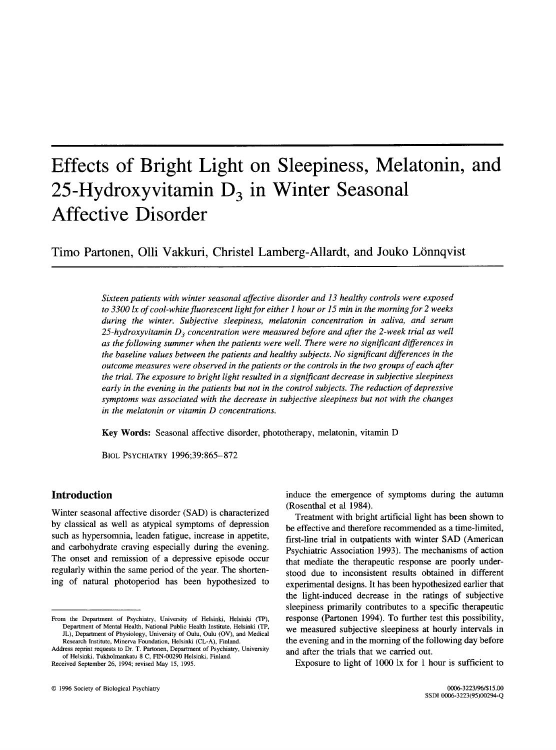# Effects of Bright Light on Sleepiness, Melatonin, and 25-Hydroxyvitamin $D_3$ in Winter Seasonal Affective Disorder

Timo Partonen, Olli Vakkuri, Christel Lamberg-Allardt, and Jouko Lönnqvist

*Sixteen patients with winter seasonal affective disorder and 13 healthy controls were exposed to 3300 lx of cool-white fluorescent light for either 1 hour or 15 min in the morning for 2 weeks during the winter. Subjective sleepiness, melatonin concentration in saliva, and serum 25-hydroxyvitamin $D_3$ concentration were measured before and after the 2-week trial as well as the following summer when the patients were well. There were no significant differences in the baseline values between the patients and healthy subjects. No significant differences in the outcome measures were observed in the patients or the controls in the two groups of each after the trial. The exposure to bright light resulted in a significant decrease in subjective sleepiness early in the evening in the patients but not in the control subjects. The reduction of depressive symptoms was associated with the decrease in subjective sleepiness but not with the changes in the melatonin or vitamin D concentrations.*

**Key Words:** Seasonal affective disorder, phototherapy, melatonin, vitamin D

## Introduction

Winter seasonal affective disorder (SAD) is characterized by classical as well as atypical symptoms of depression such as hypersomnia, leaden fatigue, increase in appetite, and carbohydrate craving especially during the evening. The onset and remission of a depressive episode occur regularly within the same period of the year. The shortening of natural photoperiod has been hypothesized to induce the emergence of symptoms during the autumn (Rosenthal et al 1984).

Treatment with bright artificial light has been shown to be effective and therefore recommended as a time-limited, first-line trial in outpatients with winter SAD (American Psychiatric Association 1993). The mechanisms of action that mediate the therapeutic response are poorly understood due to inconsistent results obtained in different experimental designs. It has been hypothesized earlier that the light-induced decrease in the ratings of subjective sleepiness primarily contributes to a specific therapeutic response (Partonen 1994). To further test this possibility, we measured subjective sleepiness at hourly intervals in the evening and in the morning of the following day before and after the trials that we carried out.

Exposure to light of 1000 lx for 1 hour is sufficient to

From the Department of Psychiatry, University of Helsinki, Helsinki (TP), Department of Mental Health, National Public Health Institute, Helsinki (TP, JL), Department of Physiology, University of Oulu, Oulu (OV), and Medical Research Institute, Minerva Foundation, Helsinki (CL-A), Finland.

Address reprint requests to Dr. T. Partonen, Department of Psychiatry, University of Helsinki, Tukholmankatu 8 C, FIN-00290 Helsinki, Finland.

Received September 26, 1994; revised May 15, 1995.

© 1996 Society of Biological Psychiatry

0006-3223/96/$15.00
SSDI 0006-3223(95)00294-Q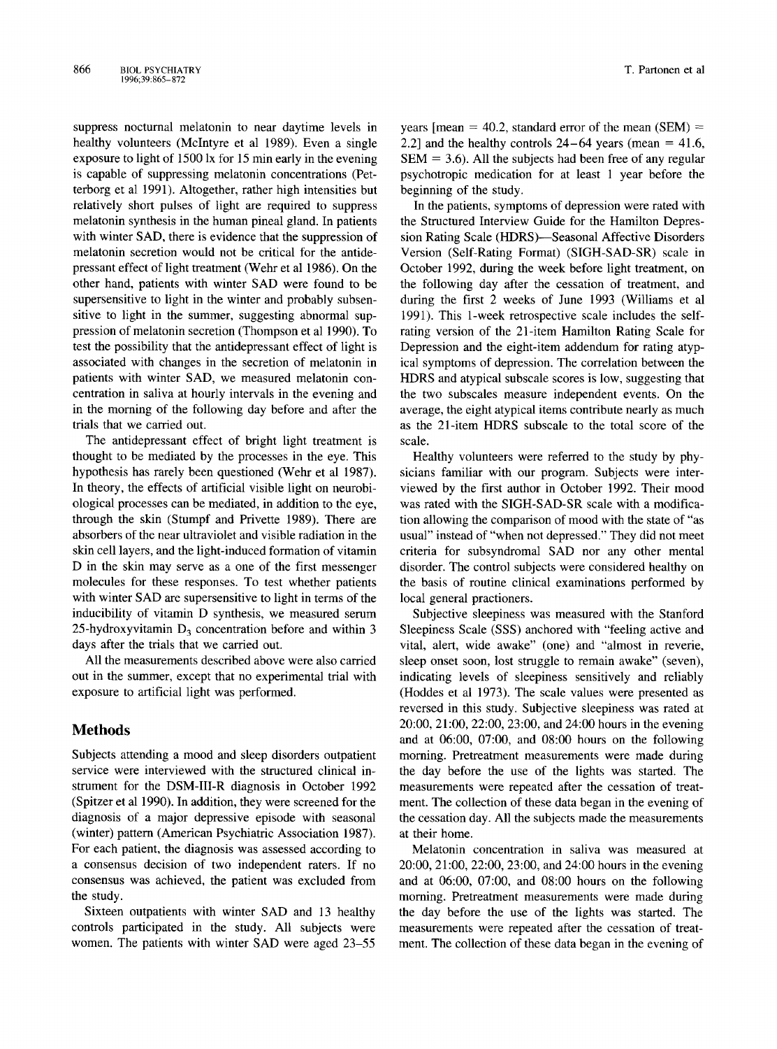suppress nocturnal melatonin to near daytime levels in healthy volunteers (McIntyre et al 1989). Even a single exposure to light of 1500 lx for 15 min early in the evening is capable of suppressing melatonin concentrations (Petterborg et al 1991). Altogether, rather high intensities but relatively short pulses of light are required to suppress melatonin synthesis in the human pineal gland. In patients with winter SAD, there is evidence that the suppression of melatonin secretion would not be critical for the antidepressant effect of light treatment (Wehr et al 1986). On the other hand, patients with winter SAD were found to be supersensitive to light in the winter and probably subsensitive to light in the summer, suggesting abnormal suppression of melatonin secretion (Thompson et al 1990). To test the possibility that the antidepressant effect of light is associated with changes in the secretion of melatonin in patients with winter SAD, we measured melatonin concentration in saliva at hourly intervals in the evening and in the morning of the following day before and after the trials that we carried out.

The antidepressant effect of bright light treatment is thought to be mediated by the processes in the eye. This hypothesis has rarely been questioned (Wehr et al 1987). In theory, the effects of artificial visible light on neurobiological processes can be mediated, in addition to the eye, through the skin (Stumpf and Privette 1989). There are absorbers of the near ultraviolet and visible radiation in the skin cell layers, and the light-induced formation of vitamin D in the skin may serve as a one of the first messenger molecules for these responses. To test whether patients with winter SAD are supersensitive to light in terms of the inducibility of vitamin D synthesis, we measured serum 25-hydroxyvitamin $D_3$ concentration before and within 3 days after the trials that we carried out.

All the measurements described above were also carried out in the summer, except that no experimental trial with exposure to artificial light was performed.

## Methods

Subjects attending a mood and sleep disorders outpatient service were interviewed with the structured clinical instrument for the DSM-III-R diagnosis in October 1992 (Spitzer et al 1990). In addition, they were screened for the diagnosis of a major depressive episode with seasonal (winter) pattern (American Psychiatric Association 1987). For each patient, the diagnosis was assessed according to a consensus decision of two independent raters. If no consensus was achieved, the patient was excluded from the study.

Sixteen outpatients with winter SAD and 13 healthy controls participated in the study. All subjects were women. The patients with winter SAD were aged 23–55 years [mean = 40.2, standard error of the mean (SEM) = 2.2] and the healthy controls 24–64 years (mean = 41.6, SEM = 3.6). All the subjects had been free of any regular psychotropic medication for at least 1 year before the beginning of the study.

In the patients, symptoms of depression were rated with the Structured Interview Guide for the Hamilton Depression Rating Scale (HDRS)—Seasonal Affective Disorders Version (Self-Rating Format) (SIGH-SAD-SR) scale in October 1992, during the week before light treatment, on the following day after the cessation of treatment, and during the first 2 weeks of June 1993 (Williams et al 1991). This 1-week retrospective scale includes the self-rating version of the 21-item Hamilton Rating Scale for Depression and the eight-item addendum for rating atypical symptoms of depression. The correlation between the HDRS and atypical subscale scores is low, suggesting that the two subscales measure independent events. On the average, the eight atypical items contribute nearly as much as the 21-item HDRS subscale to the total score of the scale.

Healthy volunteers were referred to the study by physicians familiar with our program. Subjects were interviewed by the first author in October 1992. Their mood was rated with the SIGH-SAD-SR scale with a modification allowing the comparison of mood with the state of "as usual" instead of "when not depressed." They did not meet criteria for subsyndromal SAD nor any other mental disorder. The control subjects were considered healthy on the basis of routine clinical examinations performed by local general practioners.

Subjective sleepiness was measured with the Stanford Sleepiness Scale (SSS) anchored with "feeling active and vital, alert, wide awake" (one) and "almost in reverie, sleep onset soon, lost struggle to remain awake" (seven), indicating levels of sleepiness sensitively and reliably (Hoddes et al 1973). The scale values were presented as reversed in this study. Subjective sleepiness was rated at 20:00, 21:00, 22:00, 23:00, and 24:00 hours in the evening and at 06:00, 07:00, and 08:00 hours on the following morning. Pretreatment measurements were made during the day before the use of the lights was started. The measurements were repeated after the cessation of treatment. The collection of these data began in the evening of the cessation day. All the subjects made the measurements at their home.

Melatonin concentration in saliva was measured at 20:00, 21:00, 22:00, 23:00, and 24:00 hours in the evening and at 06:00, 07:00, and 08:00 hours on the following morning. Pretreatment measurements were made during the day before the use of the lights was started. The measurements were repeated after the cessation of treatment. The collection of these data began in the evening of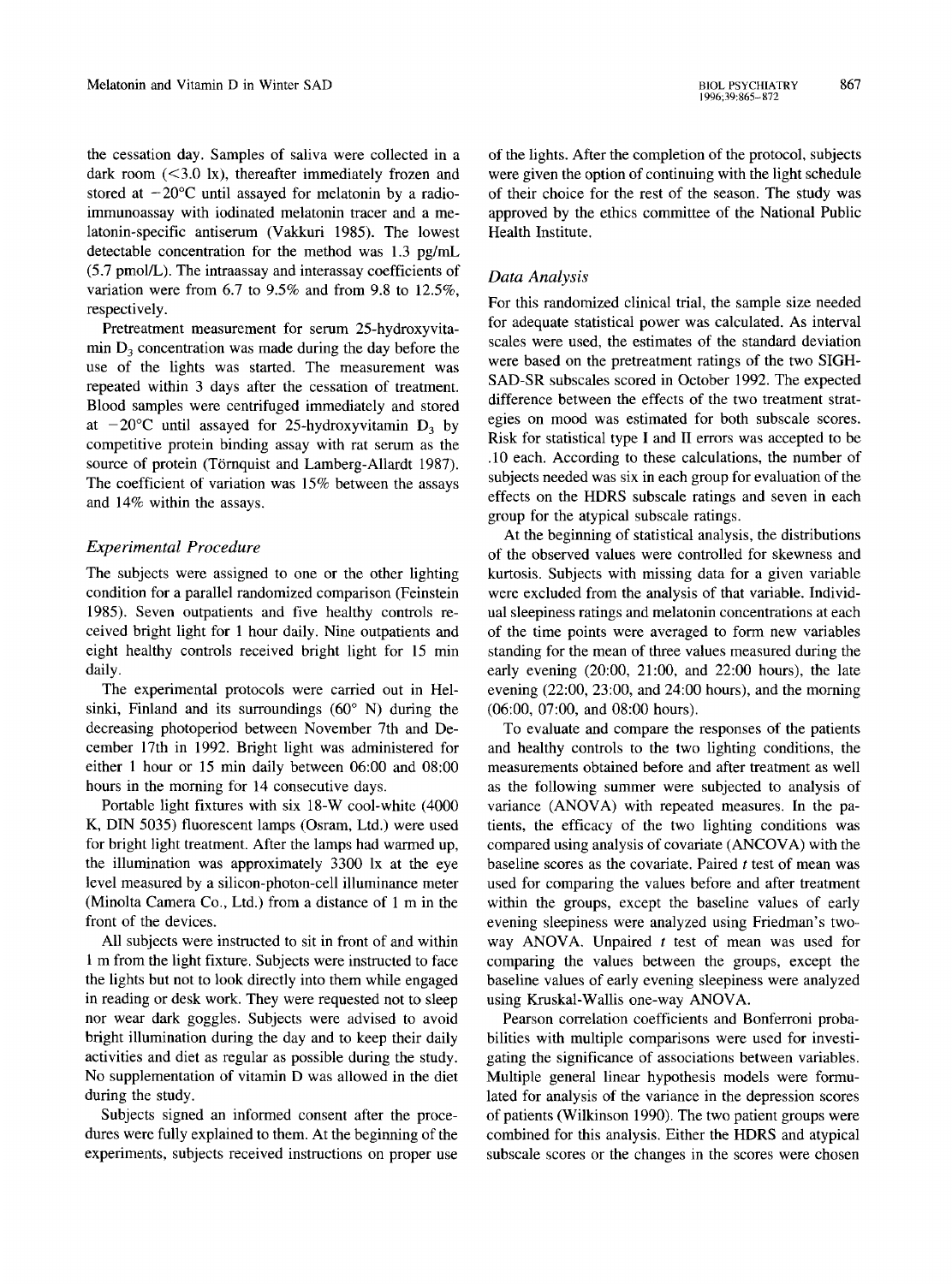the cessation day. Samples of saliva were collected in a dark room (<3.0 lx), thereafter immediately frozen and stored at −20°C until assayed for melatonin by a radioimmunoassay with iodinated melatonin tracer and a melatonin-specific antiserum (Vakkuri 1985). The lowest detectable concentration for the method was 1.3 pg/mL (5.7 pmol/L). The intraassay and interassay coefficients of variation were from 6.7 to 9.5% and from 9.8 to 12.5%, respectively.

Pretreatment measurement for serum 25-hydroxyvitamin $D_3$ concentration was made during the day before the use of the lights was started. The measurement was repeated within 3 days after the cessation of treatment. Blood samples were centrifuged immediately and stored at −20°C until assayed for 25-hydroxyvitamin $D_3$ by competitive protein binding assay with rat serum as the source of protein (Törnquist and Lamberg-Allardt 1987). The coefficient of variation was 15% between the assays and 14% within the assays.

### *Experimental Procedure*

The subjects were assigned to one or the other lighting condition for a parallel randomized comparison (Feinstein 1985). Seven outpatients and five healthy controls received bright light for 1 hour daily. Nine outpatients and eight healthy controls received bright light for 15 min daily.

The experimental protocols were carried out in Helsinki, Finland and its surroundings (60° N) during the decreasing photoperiod between November 7th and December 17th in 1992. Bright light was administered for either 1 hour or 15 min daily between 06:00 and 08:00 hours in the morning for 14 consecutive days.

Portable light fixtures with six 18-W cool-white (4000 K, DIN 5035) fluorescent lamps (Osram, Ltd.) were used for bright light treatment. After the lamps had warmed up, the illumination was approximately 3300 lx at the eye level measured by a silicon-photon-cell illuminance meter (Minolta Camera Co., Ltd.) from a distance of 1 m in the front of the devices.

All subjects were instructed to sit in front of and within 1 m from the light fixture. Subjects were instructed to face the lights but not to look directly into them while engaged in reading or desk work. They were requested not to sleep nor wear dark goggles. Subjects were advised to avoid bright illumination during the day and to keep their daily activities and diet as regular as possible during the study. No supplementation of vitamin D was allowed in the diet during the study.

Subjects signed an informed consent after the procedures were fully explained to them. At the beginning of the experiments, subjects received instructions on proper use of the lights. After the completion of the protocol, subjects were given the option of continuing with the light schedule of their choice for the rest of the season. The study was approved by the ethics committee of the National Public Health Institute.

### *Data Analysis*

For this randomized clinical trial, the sample size needed for adequate statistical power was calculated. As interval scales were used, the estimates of the standard deviation were based on the pretreatment ratings of the two SIGH-SAD-SR subscales scored in October 1992. The expected difference between the effects of the two treatment strategies on mood was estimated for both subscale scores. Risk for statistical type I and II errors was accepted to be .10 each. According to these calculations, the number of subjects needed was six in each group for evaluation of the effects on the HDRS subscale ratings and seven in each group for the atypical subscale ratings.

At the beginning of statistical analysis, the distributions of the observed values were controlled for skewness and kurtosis. Subjects with missing data for a given variable were excluded from the analysis of that variable. Individual sleepiness ratings and melatonin concentrations at each of the time points were averaged to form new variables standing for the mean of three values measured during the early evening (20:00, 21:00, and 22:00 hours), the late evening (22:00, 23:00, and 24:00 hours), and the morning (06:00, 07:00, and 08:00 hours).

To evaluate and compare the responses of the patients and healthy controls to the two lighting conditions, the measurements obtained before and after treatment as well as the following summer were subjected to analysis of variance (ANOVA) with repeated measures. In the patients, the efficacy of the two lighting conditions was compared using analysis of covariate (ANCOVA) with the baseline scores as the covariate. Paired $t$ test of mean was used for comparing the values before and after treatment within the groups, except the baseline values of early evening sleepiness were analyzed using Friedman's two-way ANOVA. Unpaired $t$ test of mean was used for comparing the values between the groups, except the baseline values of early evening sleepiness were analyzed using Kruskal-Wallis one-way ANOVA.

Pearson correlation coefficients and Bonferroni probabilities with multiple comparisons were used for investigating the significance of associations between variables. Multiple general linear hypothesis models were formulated for analysis of the variance in the depression scores of patients (Wilkinson 1990). The two patient groups were combined for this analysis. Either the HDRS and atypical subscale scores or the changes in the scores were chosen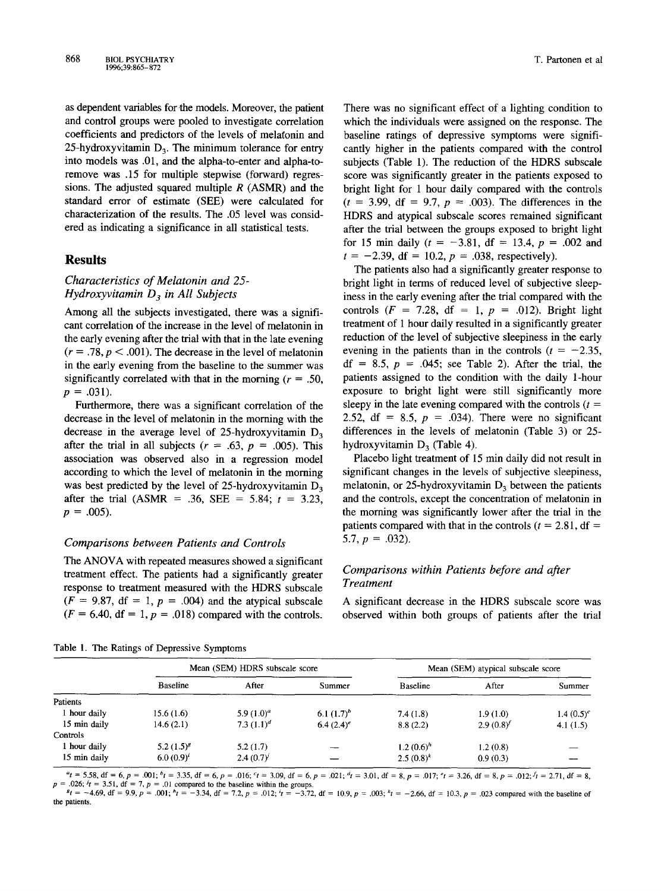as dependent variables for the models. Moreover, the patient and control groups were pooled to investigate correlation coefficients and predictors of the levels of melatonin and 25-hydroxyvitamin $D_3$. The minimum tolerance for entry into models was .01, and the alpha-to-enter and alpha-to-remove was .15 for multiple stepwise (forward) regressions. The adjusted squared multiple $R$ (ASMR) and the standard error of estimate (SEE) were calculated for characterization of the results. The .05 level was considered as indicating a significance in all statistical tests.

## Results

### Characteristics of Melatonin and 25-Hydroxyvitamin $D_3$ in All Subjects

Among all the subjects investigated, there was a significant correlation of the increase in the level of melatonin in the early evening after the trial with that in the late evening ($r = .78, p < .001$). The decrease in the level of melatonin in the early evening from the baseline to the summer was significantly correlated with that in the morning ($r = .50$, $p = .031$).

Furthermore, there was a significant correlation of the decrease in the level of melatonin in the morning with the decrease in the average level of 25-hydroxyvitamin $D_3$ after the trial in all subjects ($r = .63$, $p = .005$). This association was observed also in a regression model according to which the level of melatonin in the morning was best predicted by the level of 25-hydroxyvitamin $D_3$ after the trial (ASMR = .36, SEE = 5.84; $t = 3.23$, $p = .005$).

### Comparisons between Patients and Controls

The ANOVA with repeated measures showed a significant treatment effect. The patients had a significantly greater response to treatment measured with the HDRS subscale ($F = 9.87$, df = 1, $p = .004$) and the atypical subscale ($F = 6.40$, df = 1, $p = .018$) compared with the controls. There was no significant effect of a lighting condition to which the individuals were assigned on the response. The baseline ratings of depressive symptoms were significantly higher in the patients compared with the control subjects (Table 1). The reduction of the HDRS subscale score was significantly greater in the patients exposed to bright light for 1 hour daily compared with the controls ($t = 3.99$, df = 9.7, $p = .003$). The differences in the HDRS and atypical subscale scores remained significant after the trial between the groups exposed to bright light for 15 min daily ($t = -3.81$, df = 13.4, $p = .002$ and $t = -2.39$, df = 10.2, $p = .038$, respectively).

The patients also had a significantly greater response to bright light in terms of reduced level of subjective sleepiness in the early evening after the trial compared with the controls ($F = 7.28$, df = 1, $p = .012$). Bright light treatment of 1 hour daily resulted in a significantly greater reduction of the level of subjective sleepiness in the early evening in the patients than in the controls ($t = -2.35$, df = 8.5, $p = .045$; see Table 2). After the trial, the patients assigned to the condition with the daily 1-hour exposure to bright light were still significantly more sleepy in the late evening compared with the controls ($t = 2.52$, df = 8.5, $p = .034$). There were no significant differences in the levels of melatonin (Table 3) or 25-hydroxyvitamin $D_3$ (Table 4).

Placebo light treatment of 15 min daily did not result in significant changes in the levels of subjective sleepiness, melatonin, or 25-hydroxyvitamin $D_3$ between the patients and the controls, except the concentration of melatonin in the morning was significantly lower after the trial in the patients compared with that in the controls ($t = 2.81$, df = 5.7, $p = .032$).

### Comparisons within Patients before and after Treatment

A significant decrease in the HDRS subscale score was observed within both groups of patients after the trial

Table 1. The Ratings of Depressive Symptoms

| | Mean (SEM) HDRS subscale score | | | Mean (SEM) atypical subscale score | | |
|---|---|---|---|---|---|---|
| | Baseline | After | Summer | Baseline | After | Summer |
| Patients | | | | | | |
| 1 hour daily | 15.6 (1.6) | 5.9 (1.0)[a] | 6.1 (1.7)[b] | 7.4 (1.8) | 1.9 (1.0) | 1.4 (0.5)[c] |
| 15 min daily | 14.6 (2.1) | 7.3 (1.1)[d] | 6.4 (2.4)[e] | 8.8 (2.2) | 2.9 (0.8)[f] | 4.1 (1.5) |
| Controls | | | | | | |
| 1 hour daily | 5.2 (1.5)[g] | 5.2 (1.7) | — | 1.2 (0.6)[h] | 1.2 (0.8) | — |
| 15 min daily | 6.0 (0.9)[i] | 2.4 (0.7)[j] | — | 2.5 (0.8)[k] | 0.9 (0.3) | — |

[a] $t = 5.58$, df = 6, $p = .001$; [b] $t = 3.35$, df = 6, $p = .016$; [c] $t = 3.09$, df = 6, $p = .021$; [d] $t = 3.01$, df = 8, $p = .017$; [e] $t = 3.26$, df = 8, $p = .012$; [f] $t = 2.71$, df = 8, $p = .026$; [j] $t = 3.51$, df = 7, $p = .01$ compared to the baseline within the groups.
[g] $t = -4.69$, df = 9.9, $p = .001$; [h] $t = -3.34$, df = 7.2, $p = .012$; [i] $t = -3.72$, df = 10.9, $p = .003$; [k] $t = -2.66$, df = 10.3, $p = .023$ compared with the baseline of the patients.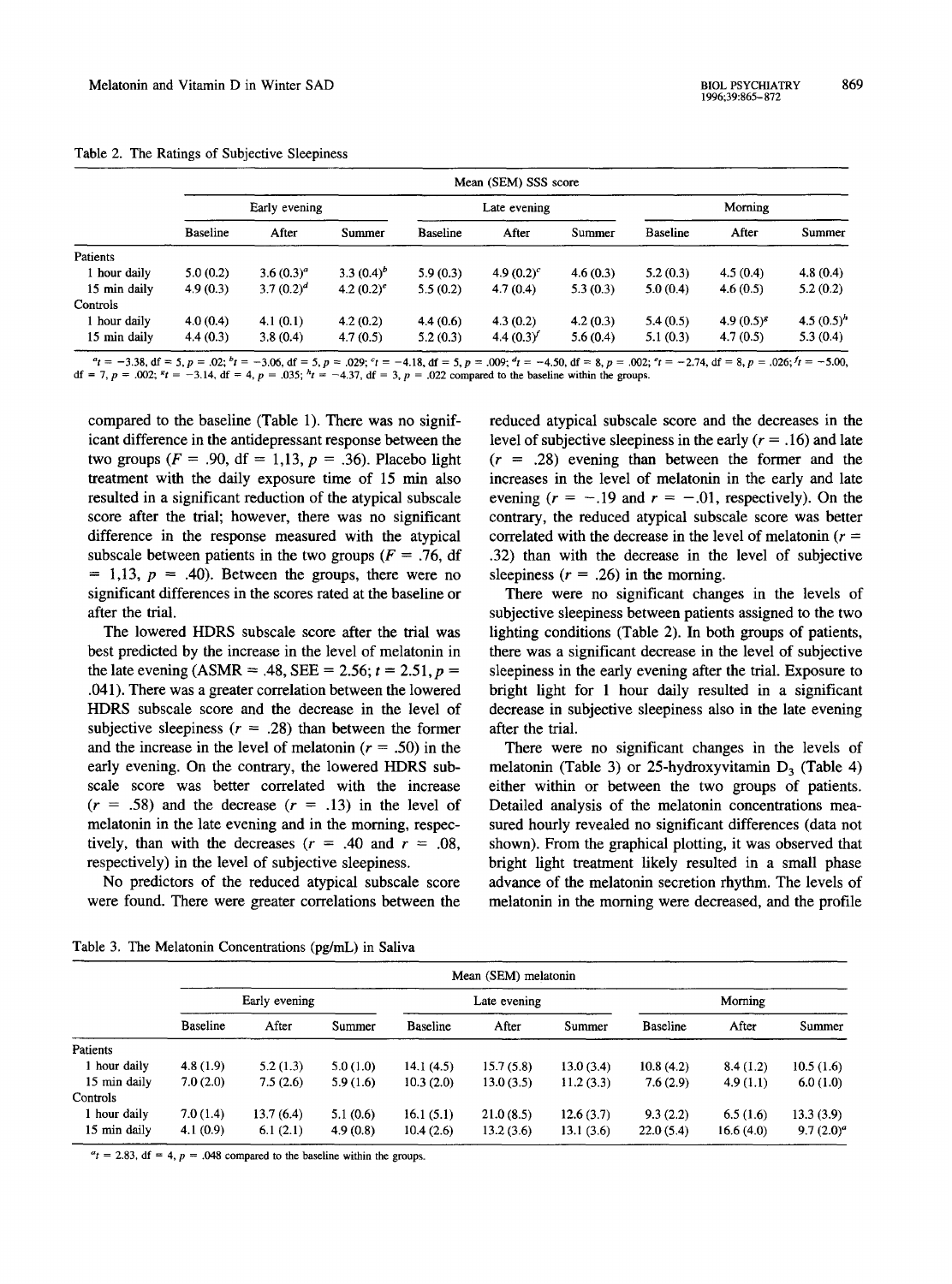Table 2. The Ratings of Subjective Sleepiness

| | Mean (SEM) SSS score | | | | | | | | |
|---|---|---|---|---|---|---|---|---|---|
| | Early evening | | | Late evening | | | Morning | | |
| | Baseline | After | Summer | Baseline | After | Summer | Baseline | After | Summer |
| Patients | | | | | | | | | |
| 1 hour daily | 5.0 (0.2) | 3.6 (0.3)[a] | 3.3 (0.4)[b] | 5.9 (0.3) | 4.9 (0.2)[c] | 4.6 (0.3) | 5.2 (0.3) | 4.5 (0.4) | 4.8 (0.4) |
| 15 min daily | 4.9 (0.3) | 3.7 (0.2)[d] | 4.2 (0.2)[e] | 5.5 (0.2) | 4.7 (0.4) | 5.3 (0.3) | 5.0 (0.4) | 4.6 (0.5) | 5.2 (0.2) |
| Controls | | | | | | | | | |
| 1 hour daily | 4.0 (0.4) | 4.1 (0.1) | 4.2 (0.2) | 4.4 (0.6) | 4.3 (0.2) | 4.2 (0.3) | 5.4 (0.5) | 4.9 (0.5)[g] | 4.5 (0.5)[h] |
| 15 min daily | 4.4 (0.3) | 3.8 (0.4) | 4.7 (0.5) | 5.2 (0.3) | 4.4 (0.3)[f] | 5.6 (0.4) | 5.1 (0.3) | 4.7 (0.5) | 5.3 (0.4) |

[a]$t = -3.38$, df = 5, $p = .02$; [b]$t = -3.06$, df = 5, $p = .029$; [c]$t = -4.18$, df = 5, $p = .009$; [d]$t = -4.50$, df = 8, $p = .002$; [e]$t = -2.74$, df = 8, $p = .026$; [f]$t = -5.00$, df = 7, $p = .002$; [g]$t = -3.14$, df = 4, $p = .035$; [h]$t = -4.37$, df = 3, $p = .022$ compared to the baseline within the groups.

compared to the baseline (Table 1). There was no significant difference in the antidepressant response between the two groups ($F = .90$, df = 1,13, $p = .36$). Placebo light treatment with the daily exposure time of 15 min also resulted in a significant reduction of the atypical subscale score after the trial; however, there was no significant difference in the response measured with the atypical subscale between patients in the two groups ($F = .76$, df = 1,13, $p = .40$). Between the groups, there were no significant differences in the scores rated at the baseline or after the trial.

The lowered HDRS subscale score after the trial was best predicted by the increase in the level of melatonin in the late evening (ASMR = .48, SEE = 2.56; $t = 2.51$, $p = .041$). There was a greater correlation between the lowered HDRS subscale score and the decrease in the level of subjective sleepiness ($r = .28$) than between the former and the increase in the level of melatonin ($r = .50$) in the early evening. On the contrary, the lowered HDRS subscale score was better correlated with the increase ($r = .58$) and the decrease ($r = .13$) in the level of melatonin in the late evening and in the morning, respectively, than with the decreases ($r = .40$ and $r = .08$, respectively) in the level of subjective sleepiness.

No predictors of the reduced atypical subscale score were found. There were greater correlations between the reduced atypical subscale score and the decreases in the level of subjective sleepiness in the early ($r = .16$) and late ($r = .28$) evening than between the former and the increases in the level of melatonin in the early and late evening ($r = -.19$ and $r = -.01$, respectively). On the contrary, the reduced atypical subscale score was better correlated with the decrease in the level of melatonin ($r = .32$) than with the decrease in the level of subjective sleepiness ($r = .26$) in the morning.

There were no significant changes in the levels of subjective sleepiness between patients assigned to the two lighting conditions (Table 2). In both groups of patients, there was a significant decrease in the level of subjective sleepiness in the early evening after the trial. Exposure to bright light for 1 hour daily resulted in a significant decrease in subjective sleepiness also in the late evening after the trial.

There were no significant changes in the levels of melatonin (Table 3) or 25-hydroxyvitamin $D_3$ (Table 4) either within or between the two groups of patients. Detailed analysis of the melatonin concentrations measured hourly revealed no significant differences (data not shown). From the graphical plotting, it was observed that bright light treatment likely resulted in a small phase advance of the melatonin secretion rhythm. The levels of melatonin in the morning were decreased, and the profile

Table 3. The Melatonin Concentrations (pg/mL) in Saliva

| | Mean (SEM) melatonin | | | | | | | | |
|---|---|---|---|---|---|---|---|---|---|
| | Early evening | | | Late evening | | | Morning | | |
| | Baseline | After | Summer | Baseline | After | Summer | Baseline | After | Summer |
| Patients | | | | | | | | | |
| 1 hour daily | 4.8 (1.9) | 5.2 (1.3) | 5.0 (1.0) | 14.1 (4.5) | 15.7 (5.8) | 13.0 (3.4) | 10.8 (4.2) | 8.4 (1.2) | 10.5 (1.6) |
| 15 min daily | 7.0 (2.0) | 7.5 (2.6) | 5.9 (1.6) | 10.3 (2.0) | 13.0 (3.5) | 11.2 (3.3) | 7.6 (2.9) | 4.9 (1.1) | 6.0 (1.0) |
| Controls | | | | | | | | | |
| 1 hour daily | 7.0 (1.4) | 13.7 (6.4) | 5.1 (0.6) | 16.1 (5.1) | 21.0 (8.5) | 12.6 (3.7) | 9.3 (2.2) | 6.5 (1.6) | 13.3 (3.9) |
| 15 min daily | 4.1 (0.9) | 6.1 (2.1) | 4.9 (0.8) | 10.4 (2.6) | 13.2 (3.6) | 13.1 (3.6) | 22.0 (5.4) | 16.6 (4.0) | 9.7 (2.0)[a] |

[a]$t = 2.83$, df = 4, $p = .048$ compared to the baseline within the groups.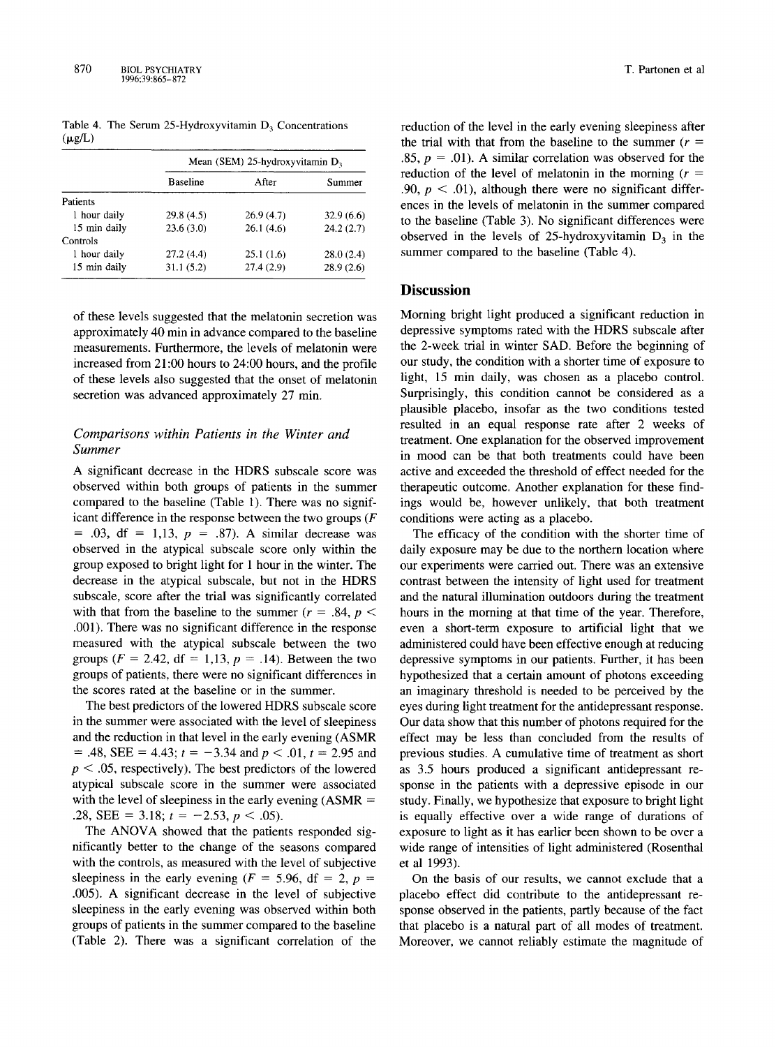Table 4. The Serum 25-Hydroxyvitamin $D_3$ Concentrations (μg/L)

| | Mean (SEM) 25-hydroxyvitamin $D_3$ | | |
|---|---|---|---|
| | Baseline | After | Summer |
| Patients | | | |
| 1 hour daily | 29.8 (4.5) | 26.9 (4.7) | 32.9 (6.6) |
| 15 min daily | 23.6 (3.0) | 26.1 (4.6) | 24.2 (2.7) |
| Controls | | | |
| 1 hour daily | 27.2 (4.4) | 25.1 (1.6) | 28.0 (2.4) |
| 15 min daily | 31.1 (5.2) | 27.4 (2.9) | 28.9 (2.6) |

of these levels suggested that the melatonin secretion was approximately 40 min in advance compared to the baseline measurements. Furthermore, the levels of melatonin were increased from 21:00 hours to 24:00 hours, and the profile of these levels also suggested that the onset of melatonin secretion was advanced approximately 27 min.

### *Comparisons within Patients in the Winter and Summer*

A significant decrease in the HDRS subscale score was observed within both groups of patients in the summer compared to the baseline (Table 1). There was no significant difference in the response between the two groups ($F$ = .03, df = 1,13, $p$ = .87). A similar decrease was observed in the atypical subscale score only within the group exposed to bright light for 1 hour in the winter. The decrease in the atypical subscale, but not in the HDRS subscale, score after the trial was significantly correlated with that from the baseline to the summer ($r$ = .84, $p <$ .001). There was no significant difference in the response measured with the atypical subscale between the two groups ($F$ = 2.42, df = 1,13, $p$ = .14). Between the two groups of patients, there were no significant differences in the scores rated at the baseline or in the summer.

The best predictors of the lowered HDRS subscale score in the summer were associated with the level of sleepiness and the reduction in that level in the early evening (ASMR = .48, SEE = 4.43; $t$ = −3.34 and $p <$ .01, $t$ = 2.95 and $p <$ .05, respectively). The best predictors of the lowered atypical subscale score in the summer were associated with the level of sleepiness in the early evening (ASMR = .28, SEE = 3.18; $t$ = −2.53, $p <$ .05).

The ANOVA showed that the patients responded significantly better to the change of the seasons compared with the controls, as measured with the level of subjective sleepiness in the early evening ($F$ = 5.96, df = 2, $p$ = .005). A significant decrease in the level of subjective sleepiness in the early evening was observed within both groups of patients in the summer compared to the baseline (Table 2). There was a significant correlation of the reduction of the level in the early evening sleepiness after the trial with that from the baseline to the summer ($r$ = .85, $p$ = .01). A similar correlation was observed for the reduction of the level of melatonin in the morning ($r$ = .90, $p <$ .01), although there were no significant differences in the levels of melatonin in the summer compared to the baseline (Table 3). No significant differences were observed in the levels of 25-hydroxyvitamin $D_3$ in the summer compared to the baseline (Table 4).

## Discussion

Morning bright light produced a significant reduction in depressive symptoms rated with the HDRS subscale after the 2-week trial in winter SAD. Before the beginning of our study, the condition with a shorter time of exposure to light, 15 min daily, was chosen as a placebo control. Surprisingly, this condition cannot be considered as a plausible placebo, insofar as the two conditions tested resulted in an equal response rate after 2 weeks of treatment. One explanation for the observed improvement in mood can be that both treatments could have been active and exceeded the threshold of effect needed for the therapeutic outcome. Another explanation for these findings would be, however unlikely, that both treatment conditions were acting as a placebo.

The efficacy of the condition with the shorter time of daily exposure may be due to the northern location where our experiments were carried out. There was an extensive contrast between the intensity of light used for treatment and the natural illumination outdoors during the treatment hours in the morning at that time of the year. Therefore, even a short-term exposure to artificial light that we administered could have been effective enough at reducing depressive symptoms in our patients. Further, it has been hypothesized that a certain amount of photons exceeding an imaginary threshold is needed to be perceived by the eyes during light treatment for the antidepressant response. Our data show that this number of photons required for the effect may be less than concluded from the results of previous studies. A cumulative time of treatment as short as 3.5 hours produced a significant antidepressant response in the patients with a depressive episode in our study. Finally, we hypothesize that exposure to bright light is equally effective over a wide range of durations of exposure to light as it has earlier been shown to be over a wide range of intensities of light administered (Rosenthal et al 1993).

On the basis of our results, we cannot exclude that a placebo effect did contribute to the antidepressant response observed in the patients, partly because of the fact that placebo is a natural part of all modes of treatment. Moreover, we cannot reliably estimate the magnitude of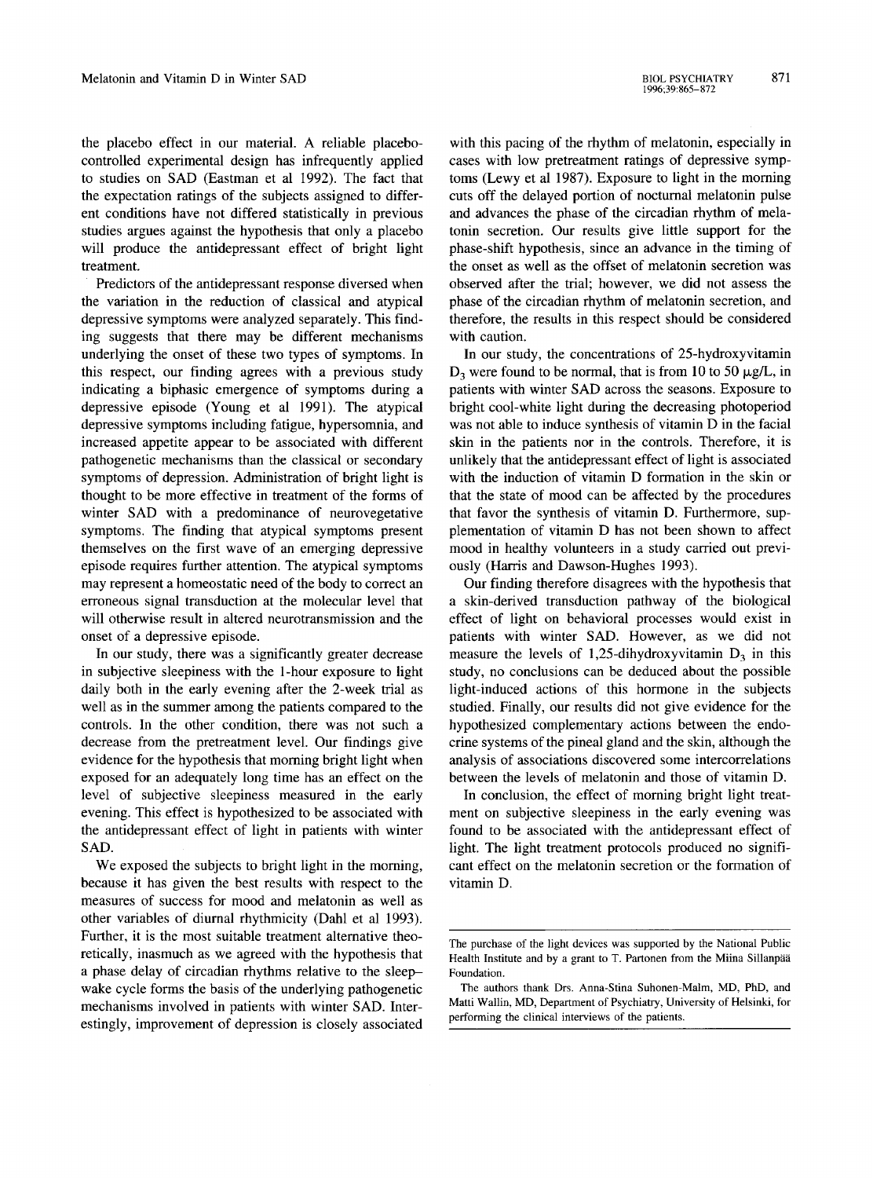the placebo effect in our material. A reliable placebo-controlled experimental design has infrequently applied to studies on SAD (Eastman et al 1992). The fact that the expectation ratings of the subjects assigned to different conditions have not differed statistically in previous studies argues against the hypothesis that only a placebo will produce the antidepressant effect of bright light treatment.

Predictors of the antidepressant response diversed when the variation in the reduction of classical and atypical depressive symptoms were analyzed separately. This finding suggests that there may be different mechanisms underlying the onset of these two types of symptoms. In this respect, our finding agrees with a previous study indicating a biphasic emergence of symptoms during a depressive episode (Young et al 1991). The atypical depressive symptoms including fatigue, hypersomnia, and increased appetite appear to be associated with different pathogenetic mechanisms than the classical or secondary symptoms of depression. Administration of bright light is thought to be more effective in treatment of the forms of winter SAD with a predominance of neurovegetative symptoms. The finding that atypical symptoms present themselves on the first wave of an emerging depressive episode requires further attention. The atypical symptoms may represent a homeostatic need of the body to correct an erroneous signal transduction at the molecular level that will otherwise result in altered neurotransmission and the onset of a depressive episode.

In our study, there was a significantly greater decrease in subjective sleepiness with the 1-hour exposure to light daily both in the early evening after the 2-week trial as well as in the summer among the patients compared to the controls. In the other condition, there was not such a decrease from the pretreatment level. Our findings give evidence for the hypothesis that morning bright light when exposed for an adequately long time has an effect on the level of subjective sleepiness measured in the early evening. This effect is hypothesized to be associated with the antidepressant effect of light in patients with winter SAD.

We exposed the subjects to bright light in the morning, because it has given the best results with respect to the measures of success for mood and melatonin as well as other variables of diurnal rhythmicity (Dahl et al 1993). Further, it is the most suitable treatment alternative theoretically, inasmuch as we agreed with the hypothesis that a phase delay of circadian rhythms relative to the sleep–wake cycle forms the basis of the underlying pathogenetic mechanisms involved in patients with winter SAD. Interestingly, improvement of depression is closely associated with this pacing of the rhythm of melatonin, especially in cases with low pretreatment ratings of depressive symptoms (Lewy et al 1987). Exposure to light in the morning cuts off the delayed portion of nocturnal melatonin pulse and advances the phase of the circadian rhythm of melatonin secretion. Our results give little support for the phase-shift hypothesis, since an advance in the timing of the onset as well as the offset of melatonin secretion was observed after the trial; however, we did not assess the phase of the circadian rhythm of melatonin secretion, and therefore, the results in this respect should be considered with caution.

In our study, the concentrations of 25-hydroxyvitamin $D_3$ were found to be normal, that is from 10 to 50 μg/L, in patients with winter SAD across the seasons. Exposure to bright cool-white light during the decreasing photoperiod was not able to induce synthesis of vitamin D in the facial skin in the patients nor in the controls. Therefore, it is unlikely that the antidepressant effect of light is associated with the induction of vitamin D formation in the skin or that the state of mood can be affected by the procedures that favor the synthesis of vitamin D. Furthermore, supplementation of vitamin D has not been shown to affect mood in healthy volunteers in a study carried out previously (Harris and Dawson-Hughes 1993).

Our finding therefore disagrees with the hypothesis that a skin-derived transduction pathway of the biological effect of light on behavioral processes would exist in patients with winter SAD. However, as we did not measure the levels of 1,25-dihydroxyvitamin $D_3$ in this study, no conclusions can be deduced about the possible light-induced actions of this hormone in the subjects studied. Finally, our results did not give evidence for the hypothesized complementary actions between the endocrine systems of the pineal gland and the skin, although the analysis of associations discovered some intercorrelations between the levels of melatonin and those of vitamin D.

In conclusion, the effect of morning bright light treatment on subjective sleepiness in the early evening was found to be associated with the antidepressant effect of light. The light treatment protocols produced no significant effect on the melatonin secretion or the formation of vitamin D.

---

The purchase of the light devices was supported by the National Public Health Institute and by a grant to T. Partonen from the Miina Sillanpää Foundation.

The authors thank Drs. Anna-Stina Suhonen-Malm, MD, PhD, and Matti Wallin, MD, Department of Psychiatry, University of Helsinki, for performing the clinical interviews of the patients.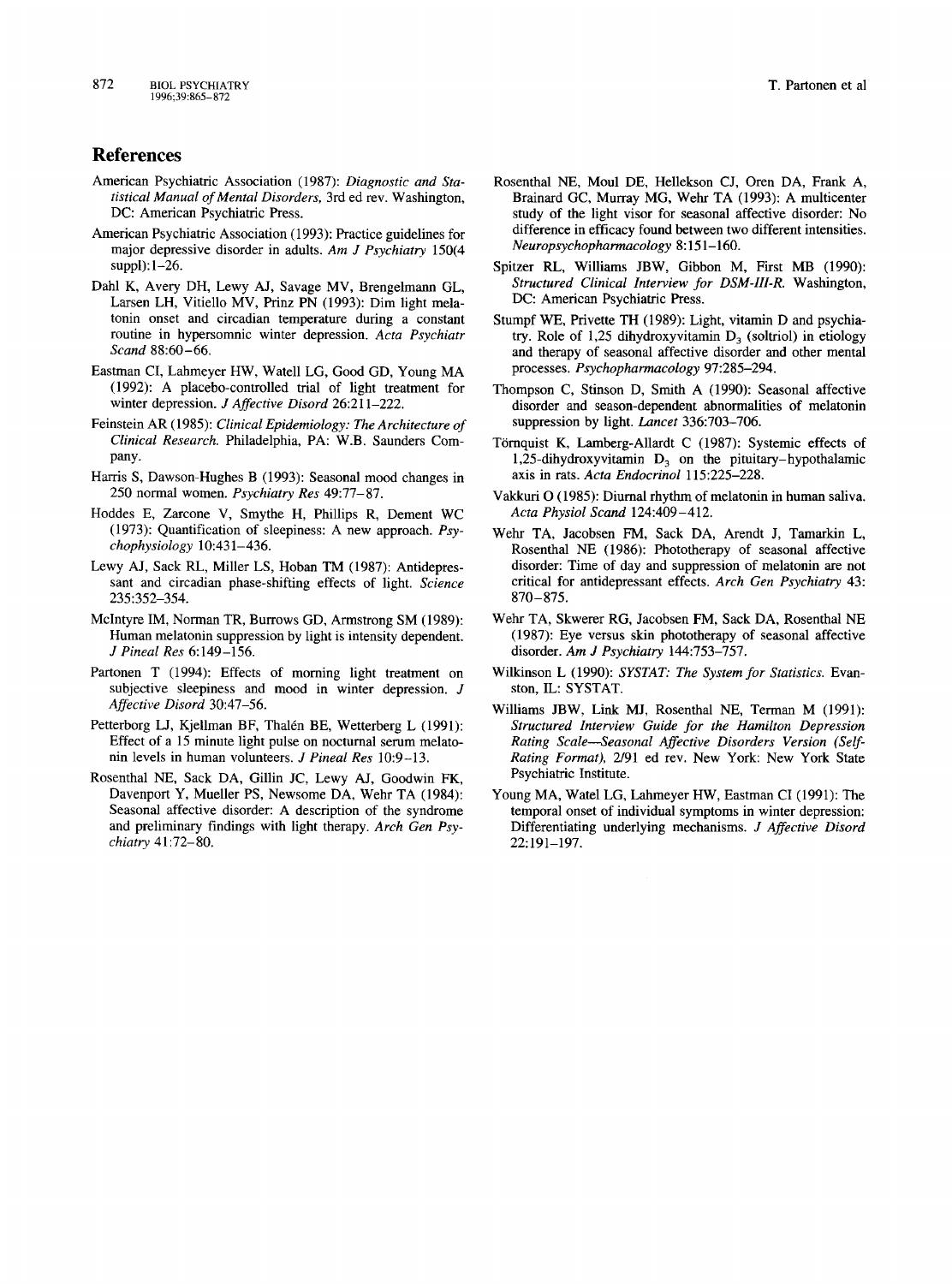## References

American Psychiatric Association (1987): *Diagnostic and Statistical Manual of Mental Disorders*, 3rd ed rev. Washington, DC: American Psychiatric Press.

American Psychiatric Association (1993): Practice guidelines for major depressive disorder in adults. *Am J Psychiatry* 150(4 suppl):1–26.

Dahl K, Avery DH, Lewy AJ, Savage MV, Brengelmann GL, Larsen LH, Vitiello MV, Prinz PN (1993): Dim light melatonin onset and circadian temperature during a constant routine in hypersomnic winter depression. *Acta Psychiatr Scand* 88:60–66.

Eastman CI, Lahmeyer HW, Watell LG, Good GD, Young MA (1992): A placebo-controlled trial of light treatment for winter depression. *J Affective Disord* 26:211–222.

Feinstein AR (1985): *Clinical Epidemiology: The Architecture of Clinical Research.* Philadelphia, PA: W.B. Saunders Company.

Harris S, Dawson-Hughes B (1993): Seasonal mood changes in 250 normal women. *Psychiatry Res* 49:77–87.

Hoddes E, Zarcone V, Smythe H, Phillips R, Dement WC (1973): Quantification of sleepiness: A new approach. *Psychophysiology* 10:431–436.

Lewy AJ, Sack RL, Miller LS, Hoban TM (1987): Antidepressant and circadian phase-shifting effects of light. *Science* 235:352–354.

McIntyre IM, Norman TR, Burrows GD, Armstrong SM (1989): Human melatonin suppression by light is intensity dependent. *J Pineal Res* 6:149–156.

Partonen T (1994): Effects of morning light treatment on subjective sleepiness and mood in winter depression. *J Affective Disord* 30:47–56.

Petterborg LJ, Kjellman BF, Thalén BE, Wetterberg L (1991): Effect of a 15 minute light pulse on nocturnal serum melatonin levels in human volunteers. *J Pineal Res* 10:9–13.

Rosenthal NE, Sack DA, Gillin JC, Lewy AJ, Goodwin FK, Davenport Y, Mueller PS, Newsome DA, Wehr TA (1984): Seasonal affective disorder: A description of the syndrome and preliminary findings with light therapy. *Arch Gen Psychiatry* 41:72–80.

Rosenthal NE, Moul DE, Hellekson CJ, Oren DA, Frank A, Brainard GC, Murray MG, Wehr TA (1993): A multicenter study of the light visor for seasonal affective disorder: No difference in efficacy found between two different intensities. *Neuropsychopharmacology* 8:151–160.

Spitzer RL, Williams JBW, Gibbon M, First MB (1990): *Structured Clinical Interview for DSM-III-R.* Washington, DC: American Psychiatric Press.

Stumpf WE, Privette TH (1989): Light, vitamin D and psychiatry. Role of 1,25 dihydroxyvitamin $D_3$ (soltriol) in etiology and therapy of seasonal affective disorder and other mental processes. *Psychopharmacology* 97:285–294.

Thompson C, Stinson D, Smith A (1990): Seasonal affective disorder and season-dependent abnormalities of melatonin suppression by light. *Lancet* 336:703–706.

Törnquist K, Lamberg-Allardt C (1987): Systemic effects of 1,25-dihydroxyvitamin $D_3$ on the pituitary–hypothalamic axis in rats. *Acta Endocrinol* 115:225–228.

Vakkuri O (1985): Diurnal rhythm of melatonin in human saliva. *Acta Physiol Scand* 124:409–412.

Wehr TA, Jacobsen FM, Sack DA, Arendt J, Tamarkin L, Rosenthal NE (1986): Phototherapy of seasonal affective disorder: Time of day and suppression of melatonin are not critical for antidepressant effects. *Arch Gen Psychiatry* 43: 870–875.

Wehr TA, Skwerer RG, Jacobsen FM, Sack DA, Rosenthal NE (1987): Eye versus skin phototherapy of seasonal affective disorder. *Am J Psychiatry* 144:753–757.

Wilkinson L (1990): *SYSTAT: The System for Statistics.* Evanston, IL: SYSTAT.

Williams JBW, Link MJ, Rosenthal NE, Terman M (1991): *Structured Interview Guide for the Hamilton Depression Rating Scale—Seasonal Affective Disorders Version (Self-Rating Format),* 2/91 ed rev. New York: New York State Psychiatric Institute.

Young MA, Watel LG, Lahmeyer HW, Eastman CI (1991): The temporal onset of individual symptoms in winter depression: Differentiating underlying mechanisms. *J Affective Disord* 22:191–197.